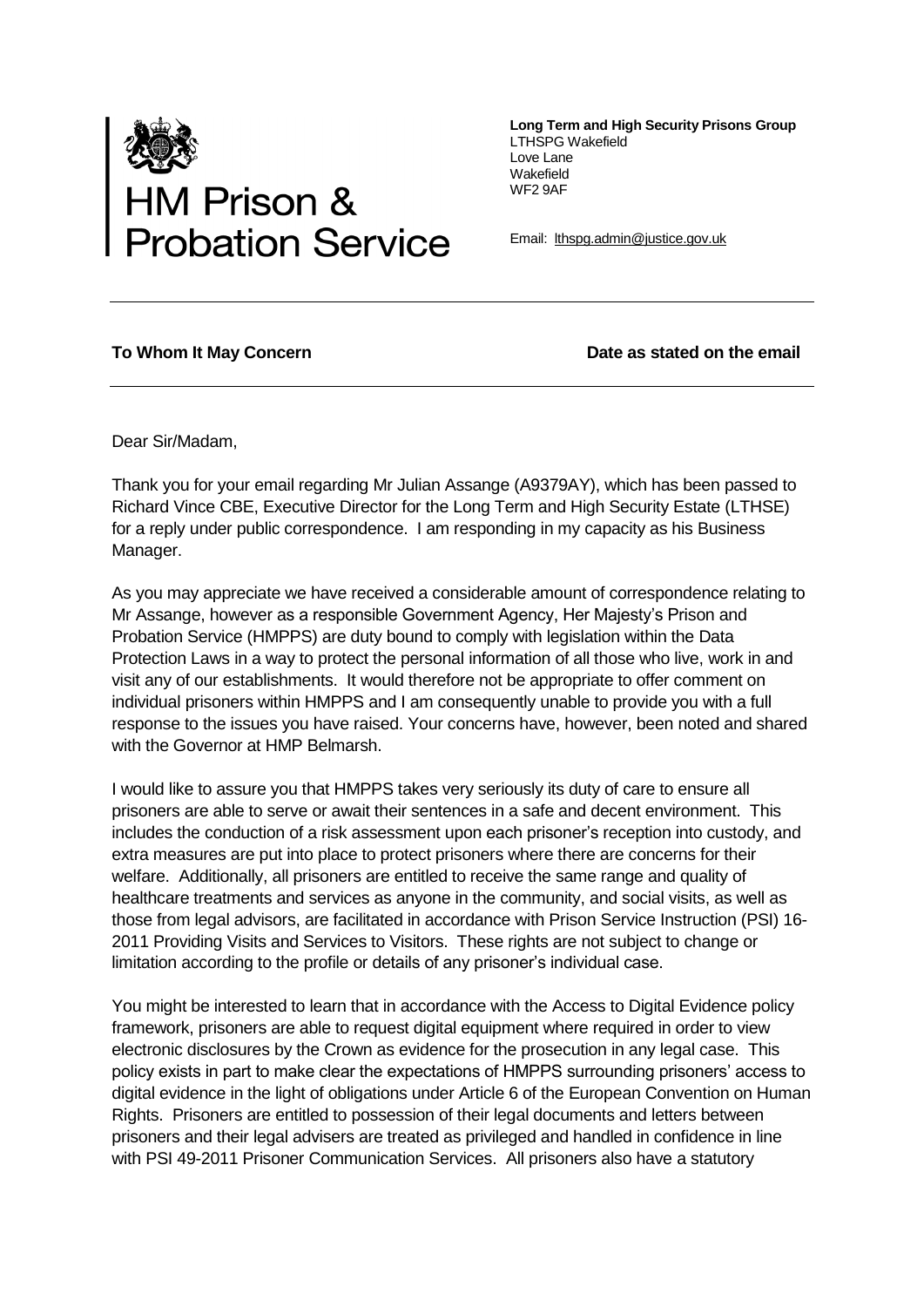HM Prison & Probation Service

**Long Term and High Security Prisons Group**
LTHSPG Wakefield
Love Lane
Wakefield
WF2 9AF

Email: lthspg.admin@justice.gov.uk

---

**To Whom It May Concern** **Date as stated on the email**

---

Dear Sir/Madam,

Thank you for your email regarding Mr Julian Assange (A9379AY), which has been passed to Richard Vince CBE, Executive Director for the Long Term and High Security Estate (LTHSE) for a reply under public correspondence. I am responding in my capacity as his Business Manager.

As you may appreciate we have received a considerable amount of correspondence relating to Mr Assange, however as a responsible Government Agency, Her Majesty's Prison and Probation Service (HMPPS) are duty bound to comply with legislation within the Data Protection Laws in a way to protect the personal information of all those who live, work in and visit any of our establishments. It would therefore not be appropriate to offer comment on individual prisoners within HMPPS and I am consequently unable to provide you with a full response to the issues you have raised. Your concerns have, however, been noted and shared with the Governor at HMP Belmarsh.

I would like to assure you that HMPPS takes very seriously its duty of care to ensure all prisoners are able to serve or await their sentences in a safe and decent environment. This includes the conduction of a risk assessment upon each prisoner's reception into custody, and extra measures are put into place to protect prisoners where there are concerns for their welfare. Additionally, all prisoners are entitled to receive the same range and quality of healthcare treatments and services as anyone in the community, and social visits, as well as those from legal advisors, are facilitated in accordance with Prison Service Instruction (PSI) 16-2011 Providing Visits and Services to Visitors. These rights are not subject to change or limitation according to the profile or details of any prisoner's individual case.

You might be interested to learn that in accordance with the Access to Digital Evidence policy framework, prisoners are able to request digital equipment where required in order to view electronic disclosures by the Crown as evidence for the prosecution in any legal case. This policy exists in part to make clear the expectations of HMPPS surrounding prisoners' access to digital evidence in the light of obligations under Article 6 of the European Convention on Human Rights. Prisoners are entitled to possession of their legal documents and letters between prisoners and their legal advisers are treated as privileged and handled in confidence in line with PSI 49-2011 Prisoner Communication Services. All prisoners also have a statutory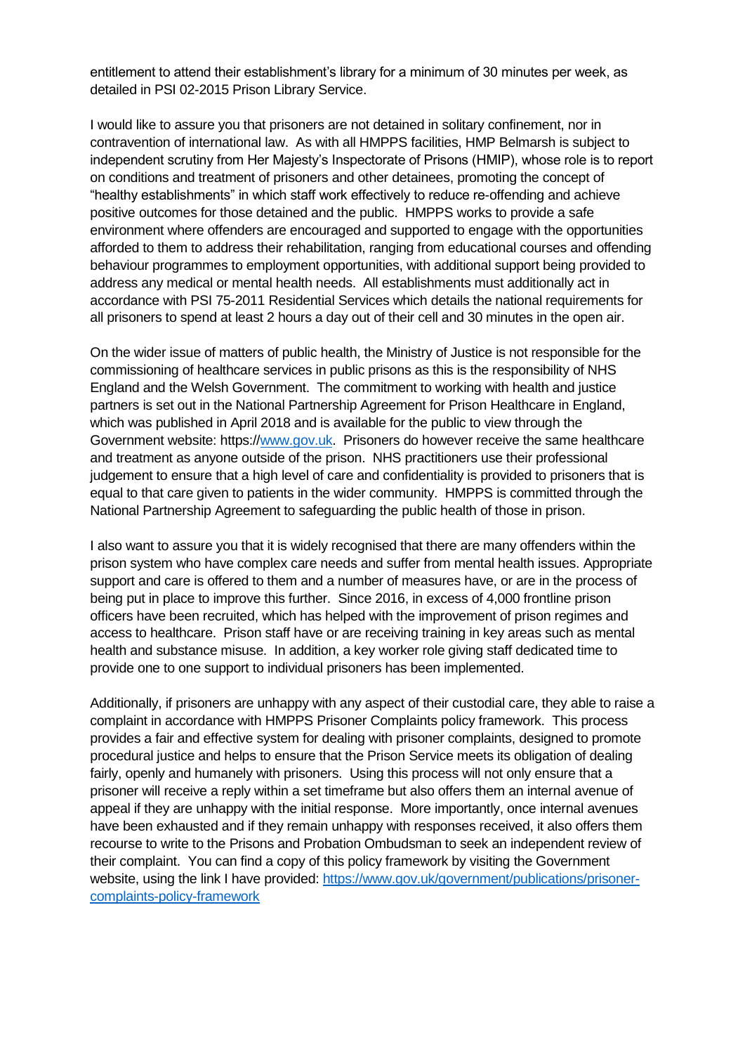entitlement to attend their establishment's library for a minimum of 30 minutes per week, as detailed in PSI 02-2015 Prison Library Service.

I would like to assure you that prisoners are not detained in solitary confinement, nor in contravention of international law. As with all HMPPS facilities, HMP Belmarsh is subject to independent scrutiny from Her Majesty's Inspectorate of Prisons (HMIP), whose role is to report on conditions and treatment of prisoners and other detainees, promoting the concept of "healthy establishments" in which staff work effectively to reduce re-offending and achieve positive outcomes for those detained and the public. HMPPS works to provide a safe environment where offenders are encouraged and supported to engage with the opportunities afforded to them to address their rehabilitation, ranging from educational courses and offending behaviour programmes to employment opportunities, with additional support being provided to address any medical or mental health needs. All establishments must additionally act in accordance with PSI 75-2011 Residential Services which details the national requirements for all prisoners to spend at least 2 hours a day out of their cell and 30 minutes in the open air.

On the wider issue of matters of public health, the Ministry of Justice is not responsible for the commissioning of healthcare services in public prisons as this is the responsibility of NHS England and the Welsh Government. The commitment to working with health and justice partners is set out in the National Partnership Agreement for Prison Healthcare in England, which was published in April 2018 and is available for the public to view through the Government website: https://[www.gov.uk](www.gov.uk). Prisoners do however receive the same healthcare and treatment as anyone outside of the prison. NHS practitioners use their professional judgement to ensure that a high level of care and confidentiality is provided to prisoners that is equal to that care given to patients in the wider community. HMPPS is committed through the National Partnership Agreement to safeguarding the public health of those in prison.

I also want to assure you that it is widely recognised that there are many offenders within the prison system who have complex care needs and suffer from mental health issues. Appropriate support and care is offered to them and a number of measures have, or are in the process of being put in place to improve this further. Since 2016, in excess of 4,000 frontline prison officers have been recruited, which has helped with the improvement of prison regimes and access to healthcare. Prison staff have or are receiving training in key areas such as mental health and substance misuse. In addition, a key worker role giving staff dedicated time to provide one to one support to individual prisoners has been implemented.

Additionally, if prisoners are unhappy with any aspect of their custodial care, they able to raise a complaint in accordance with HMPPS Prisoner Complaints policy framework. This process provides a fair and effective system for dealing with prisoner complaints, designed to promote procedural justice and helps to ensure that the Prison Service meets its obligation of dealing fairly, openly and humanely with prisoners. Using this process will not only ensure that a prisoner will receive a reply within a set timeframe but also offers them an internal avenue of appeal if they are unhappy with the initial response. More importantly, once internal avenues have been exhausted and if they remain unhappy with responses received, it also offers them recourse to write to the Prisons and Probation Ombudsman to seek an independent review of their complaint. You can find a copy of this policy framework by visiting the Government website, using the link I have provided: [https://www.gov.uk/government/publications/prisoner-complaints-policy-framework](https://www.gov.uk/government/publications/prisoner-complaints-policy-framework)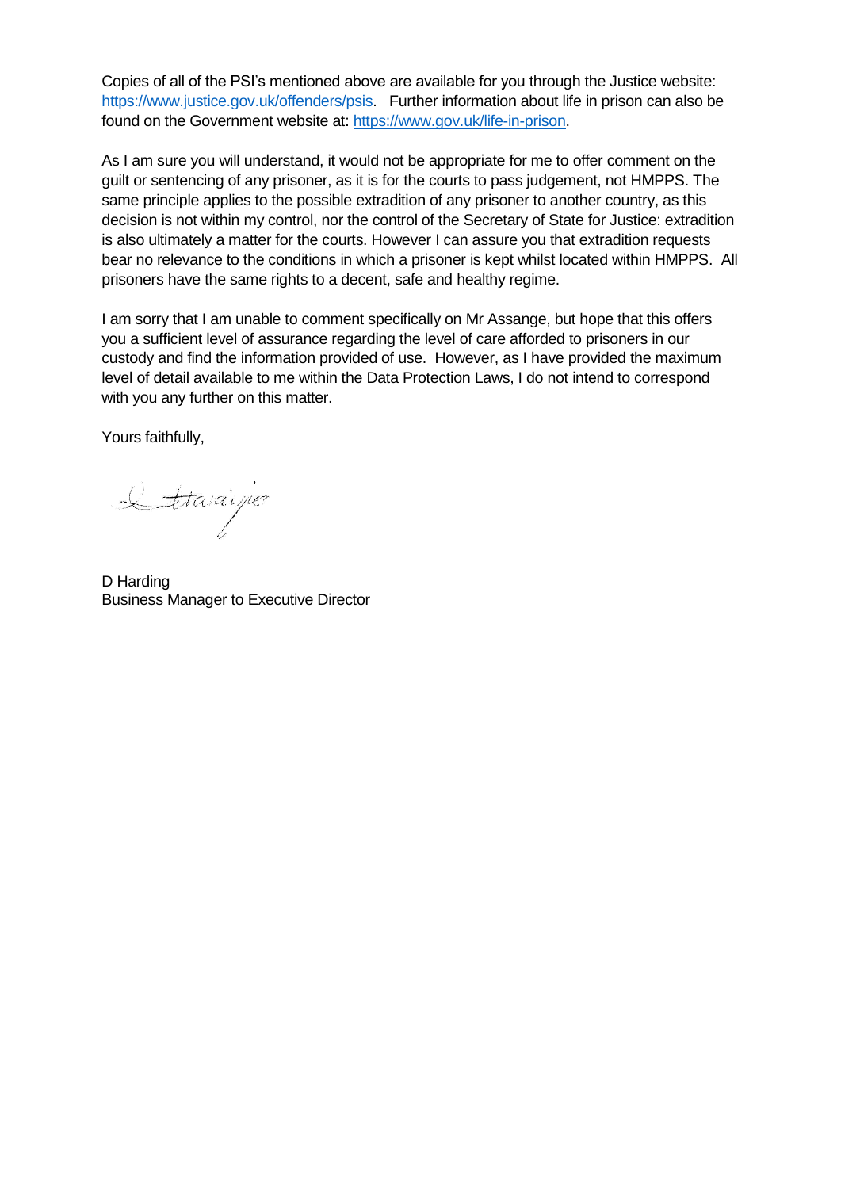Copies of all of the PSI's mentioned above are available for you through the Justice website: https://www.justice.gov.uk/offenders/psis. Further information about life in prison can also be found on the Government website at: https://www.gov.uk/life-in-prison.

As I am sure you will understand, it would not be appropriate for me to offer comment on the guilt or sentencing of any prisoner, as it is for the courts to pass judgement, not HMPPS. The same principle applies to the possible extradition of any prisoner to another country, as this decision is not within my control, nor the control of the Secretary of State for Justice: extradition is also ultimately a matter for the courts. However I can assure you that extradition requests bear no relevance to the conditions in which a prisoner is kept whilst located within HMPPS. All prisoners have the same rights to a decent, safe and healthy regime.

I am sorry that I am unable to comment specifically on Mr Assange, but hope that this offers you a sufficient level of assurance regarding the level of care afforded to prisoners in our custody and find the information provided of use. However, as I have provided the maximum level of detail available to me within the Data Protection Laws, I do not intend to correspond with you any further on this matter.

Yours faithfully,

D Harding
Business Manager to Executive Director